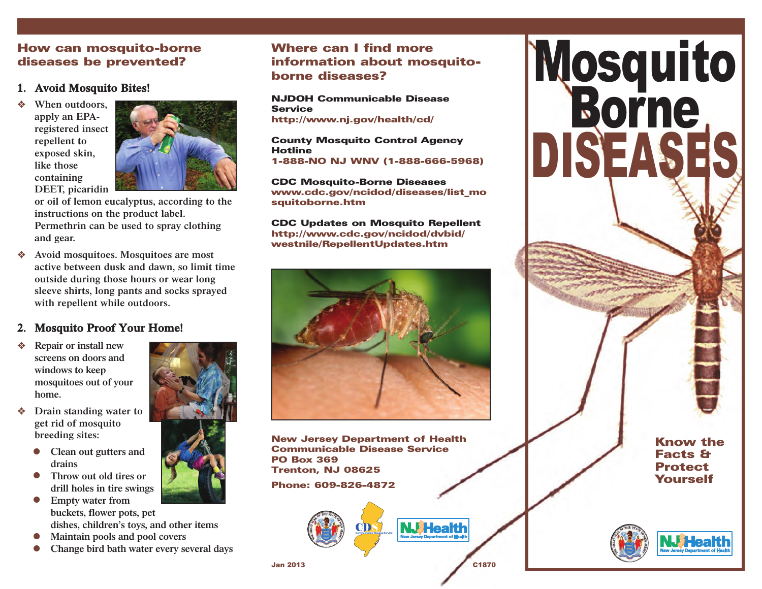## How can mosquito-borne diseases be prevented?

### 1. Avoid Mosquito Bites!

- When outdoors, apply an EPA-registered insect repellent to exposed skin, like those containing DEET, picaridin or oil of lemon eucalyptus, according to the instructions on the product label. Permethrin can be used to spray clothing and gear.
- Avoid mosquitoes. Mosquitoes are most active between dusk and dawn, so limit time outside during those hours or wear long sleeve shirts, long pants and socks sprayed with repellent while outdoors.

### 2. Mosquito Proof Your Home!

- Repair or install new screens on doors and windows to keep mosquitoes out of your home.
- Drain standing water to get rid of mosquito breeding sites:
  - Clean out gutters and drains
  - Throw out old tires or drill holes in tire swings
  - Empty water from buckets, flower pots, pet dishes, children's toys, and other items
  - Maintain pools and pool covers
  - Change bird bath water every several days

## Where can I find more information about mosquito-borne diseases?

**NJDOH Communicable Disease Service**
http://www.nj.gov/health/cd/

**County Mosquito Control Agency Hotline**
1-888-NO NJ WNV (1-888-666-5968)

**CDC Mosquito-Borne Diseases**
www.cdc.gov/ncidod/diseases/list_mosquitoborne.htm

**CDC Updates on Mosquito Repellent**
http://www.cdc.gov/ncidod/dvbid/westnile/RepellentUpdates.htm

New Jersey Department of Health
Communicable Disease Service
PO Box 369
Trenton, NJ 08625

Phone: 609-826-4872

Jan 2013 C1870

# Mosquito Borne DISEASES

**Know the Facts & Protect Yourself**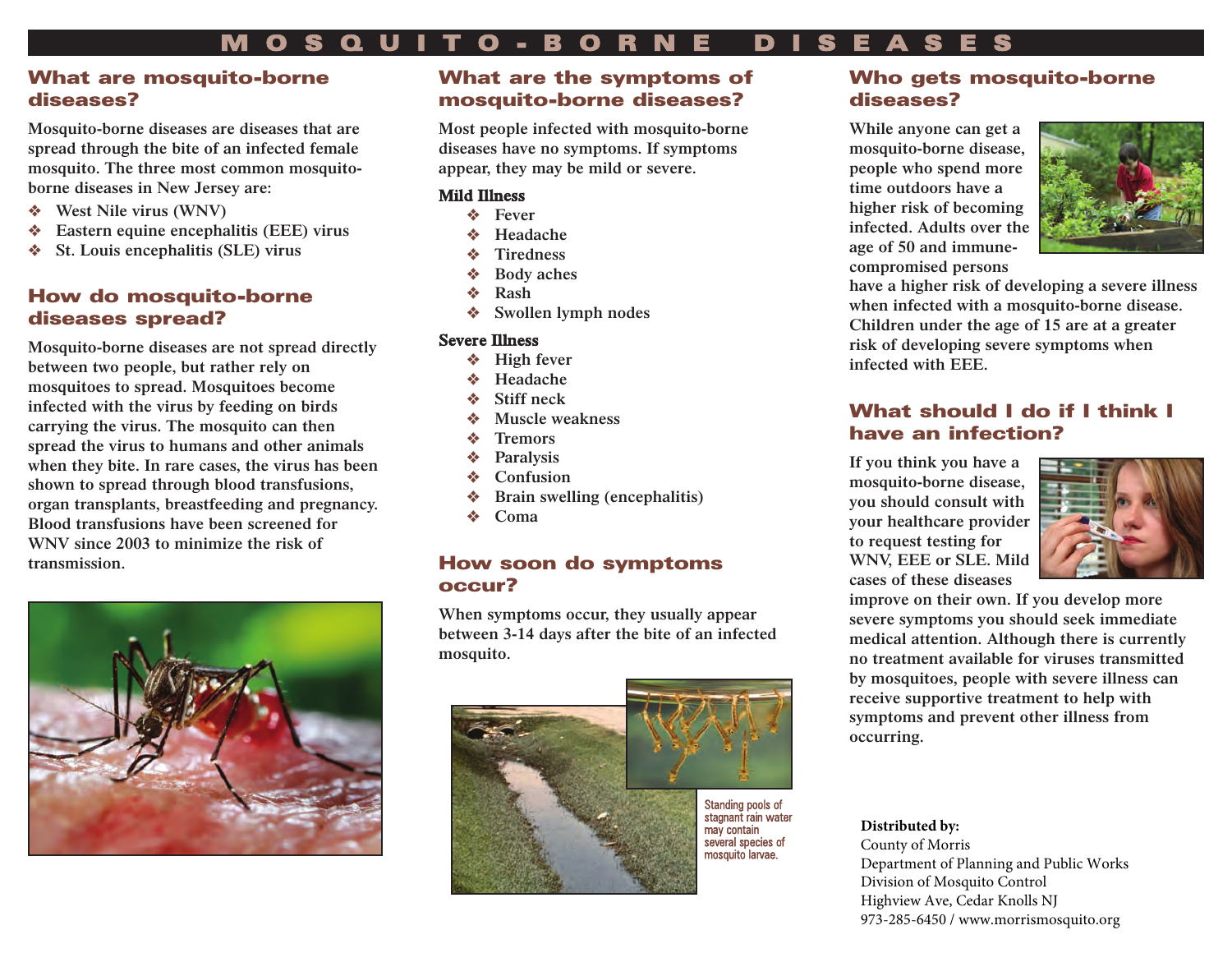# MOSQUITO-BORNE DISEASES

## What are mosquito-borne diseases?

Mosquito-borne diseases are diseases that are spread through the bite of an infected female mosquito. The three most common mosquito-borne diseases in New Jersey are:

- West Nile virus (WNV)
- Eastern equine encephalitis (EEE) virus
- St. Louis encephalitis (SLE) virus

## How do mosquito-borne diseases spread?

Mosquito-borne diseases are not spread directly between two people, but rather rely on mosquitoes to spread. Mosquitoes become infected with the virus by feeding on birds carrying the virus. The mosquito can then spread the virus to humans and other animals when they bite. In rare cases, the virus has been shown to spread through blood transfusions, organ transplants, breastfeeding and pregnancy. Blood transfusions have been screened for WNV since 2003 to minimize the risk of transmission.

## What are the symptoms of mosquito-borne diseases?

Most people infected with mosquito-borne diseases have no symptoms. If symptoms appear, they may be mild or severe.

**Mild Illness**

- Fever
- Headache
- Tiredness
- Body aches
- Rash
- Swollen lymph nodes

**Severe Illness**

- High fever
- Headache
- Stiff neck
- Muscle weakness
- Tremors
- Paralysis
- Confusion
- Brain swelling (encephalitis)
- Coma

## How soon do symptoms occur?

When symptoms occur, they usually appear between 3-14 days after the bite of an infected mosquito.

Standing pools of stagnant rain water may contain several species of mosquito larvae.

## Who gets mosquito-borne diseases?

While anyone can get a mosquito-borne disease, people who spend more time outdoors have a higher risk of becoming infected. Adults over the age of 50 and immune-compromised persons have a higher risk of developing a severe illness when infected with a mosquito-borne disease. Children under the age of 15 are at a greater risk of developing severe symptoms when infected with EEE.

## What should I do if I think I have an infection?

If you think you have a mosquito-borne disease, you should consult with your healthcare provider to request testing for WNV, EEE or SLE. Mild cases of these diseases improve on their own. If you develop more severe symptoms you should seek immediate medical attention. Although there is currently no treatment available for viruses transmitted by mosquitoes, people with severe illness can receive supportive treatment to help with symptoms and prevent other illness from occurring.

**Distributed by:**
County of Morris
Department of Planning and Public Works
Division of Mosquito Control
Highview Ave, Cedar Knolls NJ
973-285-6450 / www.morrismosquito.org